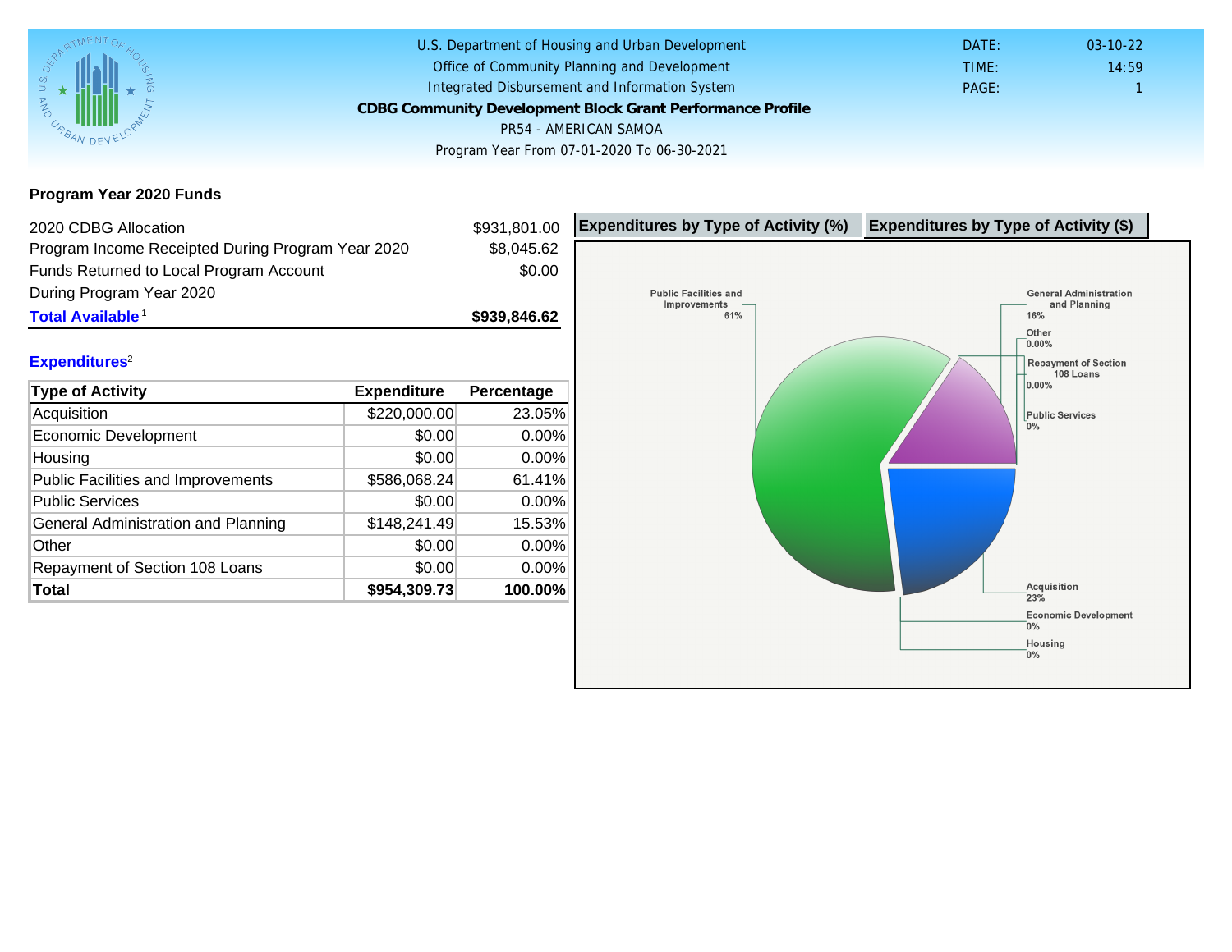U.S. Department of Housing and Urban Development
Office of Community Planning and Development
Integrated Disbursement and Information System

# CDBG Community Development Block Grant Performance Profile

PR54 - AMERICAN SAMOA

Program Year From 07-01-2020 To 06-30-2021

DATE: 03-10-22
TIME: 14:59
PAGE: 1

## Program Year 2020 Funds

| | |
|---|---|
| 2020 CDBG Allocation | $931,801.00 |
| Program Income Receipted During Program Year 2020 | $8,045.62 |
| Funds Returned to Local Program Account During Program Year 2020 | $0.00 |
| **Total Available**[1] | **$939,846.62** |

## Expenditures[2]

| Type of Activity | Expenditure | Percentage |
|---|---|---|
| Acquisition | $220,000.00 | 23.05% |
| Economic Development | $0.00 | 0.00% |
| Housing | $0.00 | 0.00% |
| Public Facilities and Improvements | $586,068.24 | 61.41% |
| Public Services | $0.00 | 0.00% |
| General Administration and Planning | $148,241.49 | 15.53% |
| Other | $0.00 | 0.00% |
| Repayment of Section 108 Loans | $0.00 | 0.00% |
| **Total** | **$954,309.73** | **100.00%** |

Expenditures by Type of Activity (%) | Expenditures by Type of Activity ($)

Public Facilities and Improvements 61%
General Administration and Planning 16%
Other 0.00%
Repayment of Section 108 Loans 0.00%
Public Services 0%
Acquisition 23%
Economic Development 0%
Housing 0%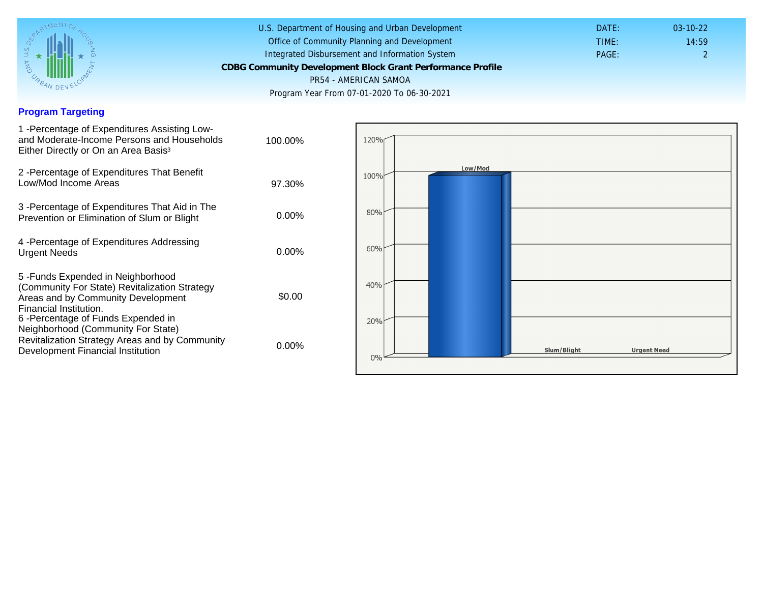U.S. Department of Housing and Urban Development
Office of Community Planning and Development
Integrated Disbursement and Information System

**CDBG Community Development Block Grant Performance Profile**

PR54 - AMERICAN SAMOA

Program Year From 07-01-2020 To 06-30-2021

DATE: 03-10-22
TIME: 14:59
PAGE: 2

## Program Targeting

| Measure | Value |
|---|---|
| 1 -Percentage of Expenditures Assisting Low- and Moderate-Income Persons and Households Either Directly or On an Area Basis[3] | 100.00% |
| 2 -Percentage of Expenditures That Benefit Low/Mod Income Areas | 97.30% |
| 3 -Percentage of Expenditures That Aid in The Prevention or Elimination of Slum or Blight | 0.00% |
| 4 -Percentage of Expenditures Addressing Urgent Needs | 0.00% |
| 5 -Funds Expended in Neighborhood (Community For State) Revitalization Strategy Areas and by Community Development Financial Institution. | $0.00 |
| 6 -Percentage of Funds Expended in Neighborhood (Community For State) Revitalization Strategy Areas and by Community Development Financial Institution | 0.00% |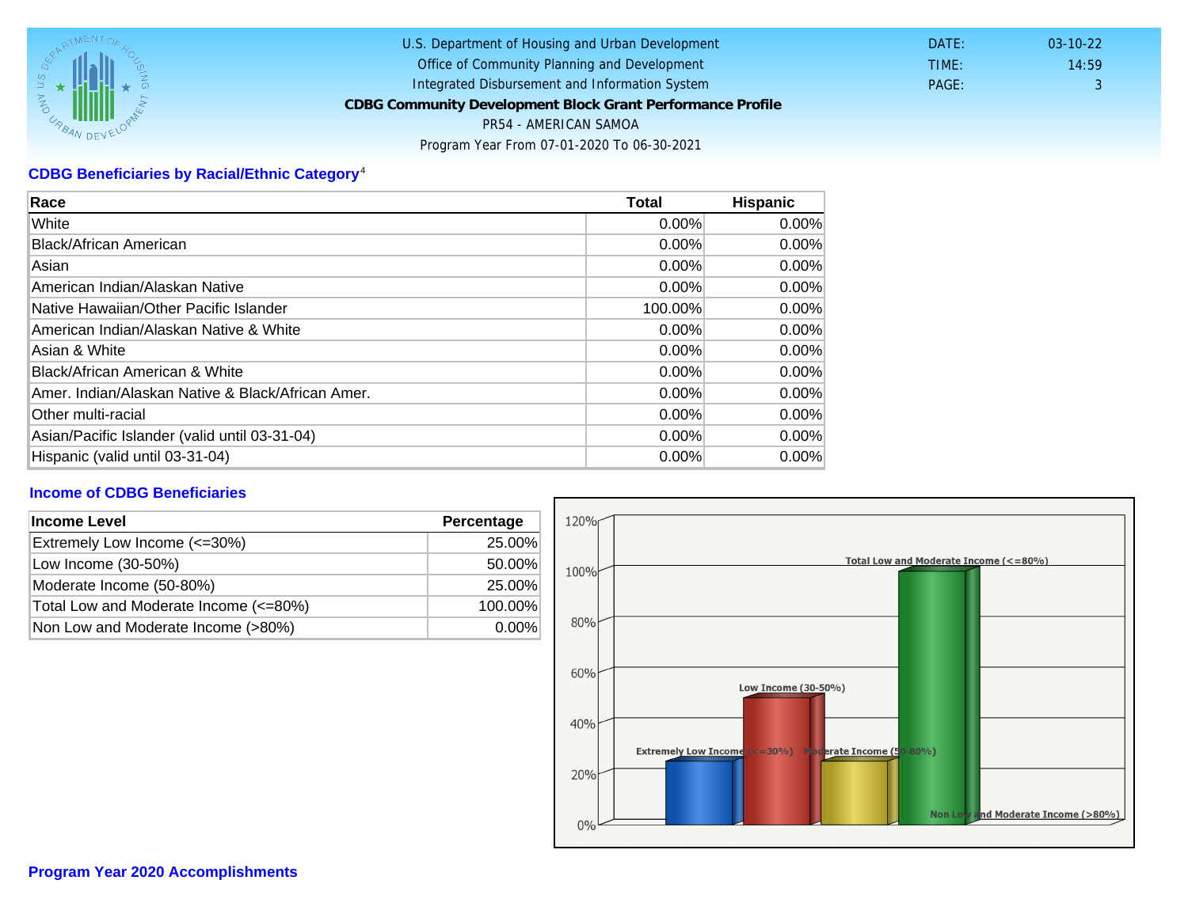U.S. Department of Housing and Urban Development
Office of Community Planning and Development
Integrated Disbursement and Information System
**CDBG Community Development Block Grant Performance Profile**
PR54 - AMERICAN SAMOA
Program Year From 07-01-2020 To 06-30-2021

DATE: 03-10-22
TIME: 14:59
PAGE: 3

## CDBG Beneficiaries by Racial/Ethnic Category[4]

| Race | Total | Hispanic |
| --- | --- | --- |
| White | 0.00% | 0.00% |
| Black/African American | 0.00% | 0.00% |
| Asian | 0.00% | 0.00% |
| American Indian/Alaskan Native | 0.00% | 0.00% |
| Native Hawaiian/Other Pacific Islander | 100.00% | 0.00% |
| American Indian/Alaskan Native & White | 0.00% | 0.00% |
| Asian & White | 0.00% | 0.00% |
| Black/African American & White | 0.00% | 0.00% |
| Amer. Indian/Alaskan Native & Black/African Amer. | 0.00% | 0.00% |
| Other multi-racial | 0.00% | 0.00% |
| Asian/Pacific Islander (valid until 03-31-04) | 0.00% | 0.00% |
| Hispanic (valid until 03-31-04) | 0.00% | 0.00% |

## Income of CDBG Beneficiaries

| Income Level | Percentage |
| --- | --- |
| Extremely Low Income (<=30%) | 25.00% |
| Low Income (30-50%) | 50.00% |
| Moderate Income (50-80%) | 25.00% |
| Total Low and Moderate Income (<=80%) | 100.00% |
| Non Low and Moderate Income (>80%) | 0.00% |

## Program Year 2020 Accomplishments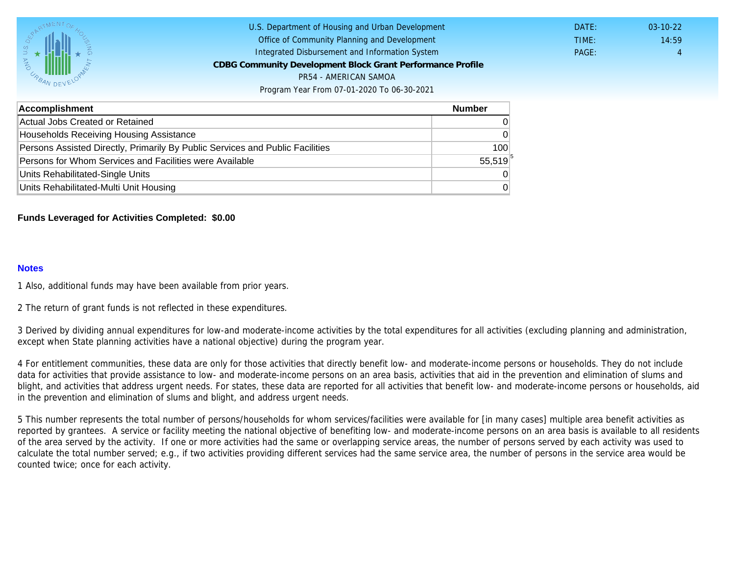| Accomplishment | Number |
| --- | --- |
| Actual Jobs Created or Retained | 0 |
| Households Receiving Housing Assistance | 0 |
| Persons Assisted Directly, Primarily By Public Services and Public Facilities | 100 |
| Persons for Whom Services and Facilities were Available | 55,519 [5] |
| Units Rehabilitated-Single Units | 0 |
| Units Rehabilitated-Multi Unit Housing | 0 |

**Funds Leveraged for Activities Completed: $0.00**

### Notes

1 Also, additional funds may have been available from prior years.

2 The return of grant funds is not reflected in these expenditures.

3 Derived by dividing annual expenditures for low-and moderate-income activities by the total expenditures for all activities (excluding planning and administration, except when State planning activities have a national objective) during the program year.

4 For entitlement communities, these data are only for those activities that directly benefit low- and moderate-income persons or households. They do not include data for activities that provide assistance to low- and moderate-income persons on an area basis, activities that aid in the prevention and elimination of slums and blight, and activities that address urgent needs. For states, these data are reported for all activities that benefit low- and moderate-income persons or households, aid in the prevention and elimination of slums and blight, and address urgent needs.

5 This number represents the total number of persons/households for whom services/facilities were available for [in many cases] multiple area benefit activities as reported by grantees. A service or facility meeting the national objective of benefiting low- and moderate-income persons on an area basis is available to all residents of the area served by the activity. If one or more activities had the same or overlapping service areas, the number of persons served by each activity was used to calculate the total number served; e.g., if two activities providing different services had the same service area, the number of persons in the service area would be counted twice; once for each activity.